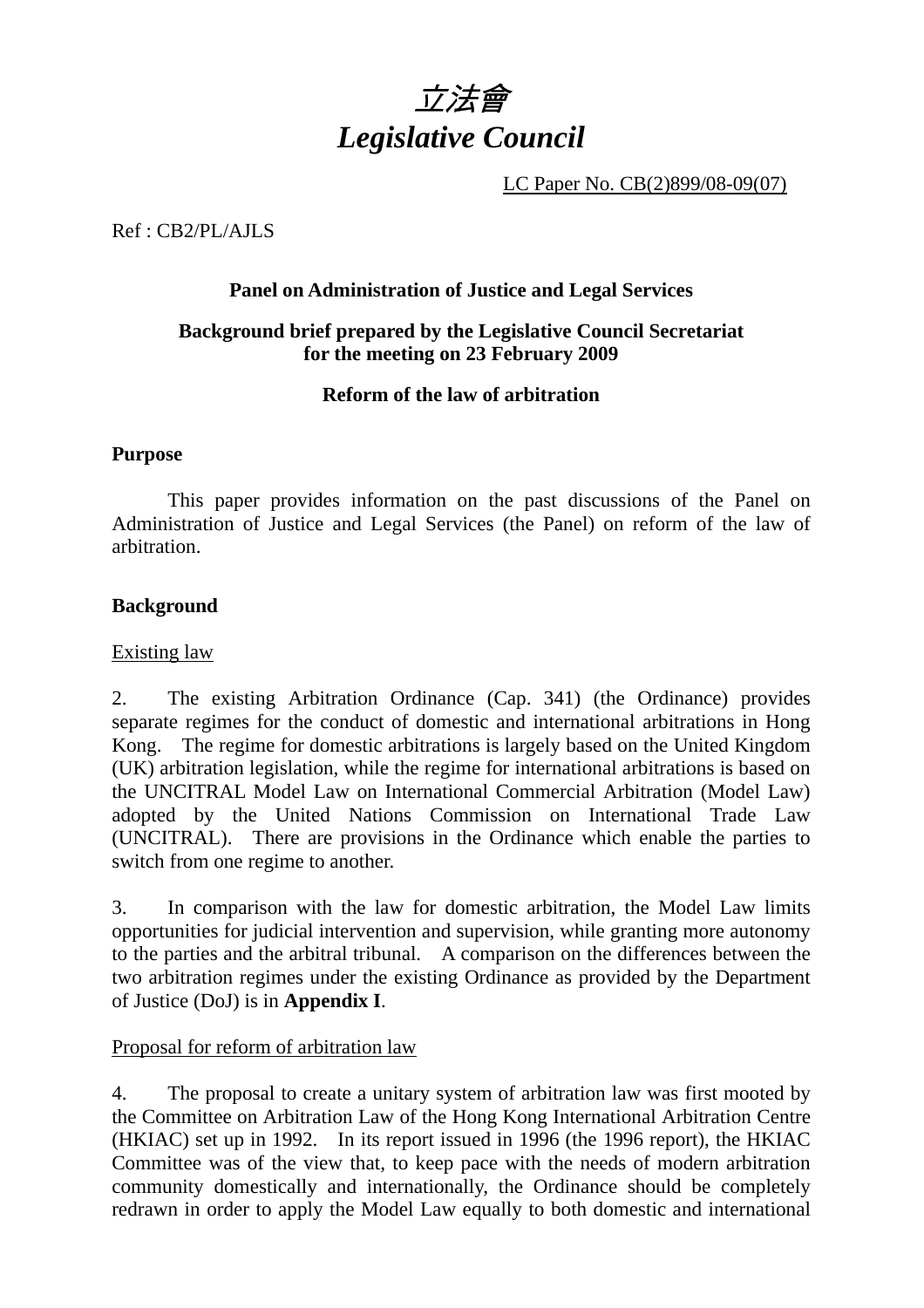# *立法會*
# *Legislative Council*

LC Paper No. CB(2)899/08-09(07)

Ref : CB2/PL/AJLS

**Panel on Administration of Justice and Legal Services**

**Background brief prepared by the Legislative Council Secretariat for the meeting on 23 February 2009**

**Reform of the law of arbitration**

**Purpose**

This paper provides information on the past discussions of the Panel on Administration of Justice and Legal Services (the Panel) on reform of the law of arbitration.

**Background**

Existing law

2. The existing Arbitration Ordinance (Cap. 341) (the Ordinance) provides separate regimes for the conduct of domestic and international arbitrations in Hong Kong. The regime for domestic arbitrations is largely based on the United Kingdom (UK) arbitration legislation, while the regime for international arbitrations is based on the UNCITRAL Model Law on International Commercial Arbitration (Model Law) adopted by the United Nations Commission on International Trade Law (UNCITRAL). There are provisions in the Ordinance which enable the parties to switch from one regime to another.

3. In comparison with the law for domestic arbitration, the Model Law limits opportunities for judicial intervention and supervision, while granting more autonomy to the parties and the arbitral tribunal. A comparison on the differences between the two arbitration regimes under the existing Ordinance as provided by the Department of Justice (DoJ) is in **Appendix I**.

Proposal for reform of arbitration law

4. The proposal to create a unitary system of arbitration law was first mooted by the Committee on Arbitration Law of the Hong Kong International Arbitration Centre (HKIAC) set up in 1992. In its report issued in 1996 (the 1996 report), the HKIAC Committee was of the view that, to keep pace with the needs of modern arbitration community domestically and internationally, the Ordinance should be completely redrawn in order to apply the Model Law equally to both domestic and international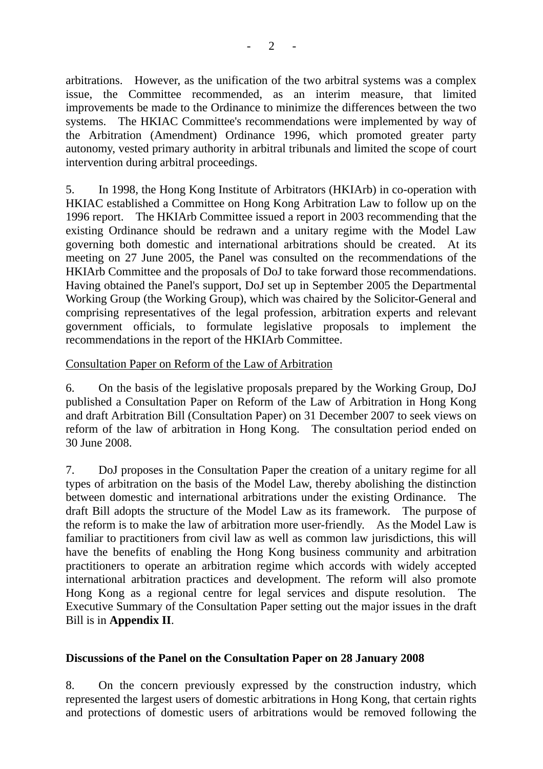arbitrations. However, as the unification of the two arbitral systems was a complex issue, the Committee recommended, as an interim measure, that limited improvements be made to the Ordinance to minimize the differences between the two systems. The HKIAC Committee's recommendations were implemented by way of the Arbitration (Amendment) Ordinance 1996, which promoted greater party autonomy, vested primary authority in arbitral tribunals and limited the scope of court intervention during arbitral proceedings.

5. In 1998, the Hong Kong Institute of Arbitrators (HKIArb) in co-operation with HKIAC established a Committee on Hong Kong Arbitration Law to follow up on the 1996 report. The HKIArb Committee issued a report in 2003 recommending that the existing Ordinance should be redrawn and a unitary regime with the Model Law governing both domestic and international arbitrations should be created. At its meeting on 27 June 2005, the Panel was consulted on the recommendations of the HKIArb Committee and the proposals of DoJ to take forward those recommendations. Having obtained the Panel's support, DoJ set up in September 2005 the Departmental Working Group (the Working Group), which was chaired by the Solicitor-General and comprising representatives of the legal profession, arbitration experts and relevant government officials, to formulate legislative proposals to implement the recommendations in the report of the HKIArb Committee.

<u>Consultation Paper on Reform of the Law of Arbitration</u>

6. On the basis of the legislative proposals prepared by the Working Group, DoJ published a Consultation Paper on Reform of the Law of Arbitration in Hong Kong and draft Arbitration Bill (Consultation Paper) on 31 December 2007 to seek views on reform of the law of arbitration in Hong Kong. The consultation period ended on 30 June 2008.

7. DoJ proposes in the Consultation Paper the creation of a unitary regime for all types of arbitration on the basis of the Model Law, thereby abolishing the distinction between domestic and international arbitrations under the existing Ordinance. The draft Bill adopts the structure of the Model Law as its framework. The purpose of the reform is to make the law of arbitration more user-friendly. As the Model Law is familiar to practitioners from civil law as well as common law jurisdictions, this will have the benefits of enabling the Hong Kong business community and arbitration practitioners to operate an arbitration regime which accords with widely accepted international arbitration practices and development. The reform will also promote Hong Kong as a regional centre for legal services and dispute resolution. The Executive Summary of the Consultation Paper setting out the major issues in the draft Bill is in **Appendix II**.

**Discussions of the Panel on the Consultation Paper on 28 January 2008**

8. On the concern previously expressed by the construction industry, which represented the largest users of domestic arbitrations in Hong Kong, that certain rights and protections of domestic users of arbitrations would be removed following the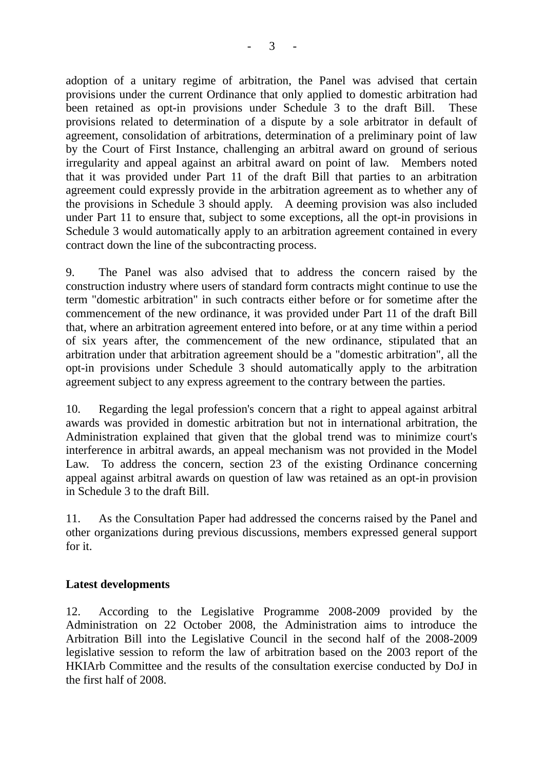adoption of a unitary regime of arbitration, the Panel was advised that certain provisions under the current Ordinance that only applied to domestic arbitration had been retained as opt-in provisions under Schedule 3 to the draft Bill. These provisions related to determination of a dispute by a sole arbitrator in default of agreement, consolidation of arbitrations, determination of a preliminary point of law by the Court of First Instance, challenging an arbitral award on ground of serious irregularity and appeal against an arbitral award on point of law. Members noted that it was provided under Part 11 of the draft Bill that parties to an arbitration agreement could expressly provide in the arbitration agreement as to whether any of the provisions in Schedule 3 should apply. A deeming provision was also included under Part 11 to ensure that, subject to some exceptions, all the opt-in provisions in Schedule 3 would automatically apply to an arbitration agreement contained in every contract down the line of the subcontracting process.

9. The Panel was also advised that to address the concern raised by the construction industry where users of standard form contracts might continue to use the term "domestic arbitration" in such contracts either before or for sometime after the commencement of the new ordinance, it was provided under Part 11 of the draft Bill that, where an arbitration agreement entered into before, or at any time within a period of six years after, the commencement of the new ordinance, stipulated that an arbitration under that arbitration agreement should be a "domestic arbitration", all the opt-in provisions under Schedule 3 should automatically apply to the arbitration agreement subject to any express agreement to the contrary between the parties.

10. Regarding the legal profession's concern that a right to appeal against arbitral awards was provided in domestic arbitration but not in international arbitration, the Administration explained that given that the global trend was to minimize court's interference in arbitral awards, an appeal mechanism was not provided in the Model Law. To address the concern, section 23 of the existing Ordinance concerning appeal against arbitral awards on question of law was retained as an opt-in provision in Schedule 3 to the draft Bill.

11. As the Consultation Paper had addressed the concerns raised by the Panel and other organizations during previous discussions, members expressed general support for it.

**Latest developments**

12. According to the Legislative Programme 2008-2009 provided by the Administration on 22 October 2008, the Administration aims to introduce the Arbitration Bill into the Legislative Council in the second half of the 2008-2009 legislative session to reform the law of arbitration based on the 2003 report of the HKIArb Committee and the results of the consultation exercise conducted by DoJ in the first half of 2008.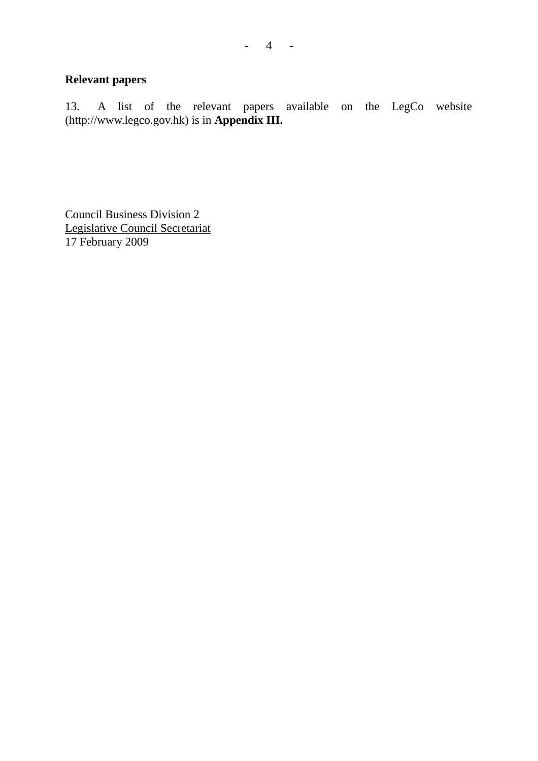**Relevant papers**

13. A list of the relevant papers available on the LegCo website (http://www.legco.gov.hk) is in **Appendix III.**

Council Business Division 2
Legislative Council Secretariat
17 February 2009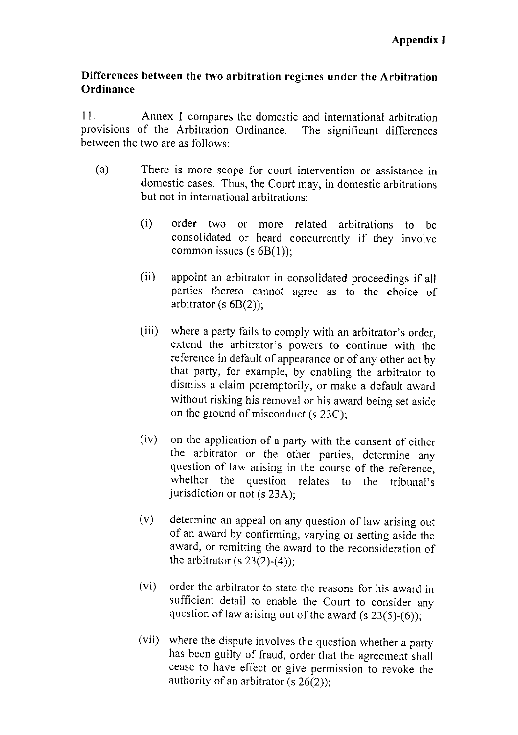**Appendix I**

## Differences between the two arbitration regimes under the Arbitration Ordinance

11. Annex I compares the domestic and international arbitration provisions of the Arbitration Ordinance. The significant differences between the two are as follows:

(a) There is more scope for court intervention or assistance in domestic cases. Thus, the Court may, in domestic arbitrations but not in international arbitrations:

   (i) order two or more related arbitrations to be consolidated or heard concurrently if they involve common issues (s 6B(1));

   (ii) appoint an arbitrator in consolidated proceedings if all parties thereto cannot agree as to the choice of arbitrator (s 6B(2));

   (iii) where a party fails to comply with an arbitrator's order, extend the arbitrator's powers to continue with the reference in default of appearance or of any other act by that party, for example, by enabling the arbitrator to dismiss a claim peremptorily, or make a default award without risking his removal or his award being set aside on the ground of misconduct (s 23C);

   (iv) on the application of a party with the consent of either the arbitrator or the other parties, determine any question of law arising in the course of the reference, whether the question relates to the tribunal's jurisdiction or not (s 23A);

   (v) determine an appeal on any question of law arising out of an award by confirming, varying or setting aside the award, or remitting the award to the reconsideration of the arbitrator (s 23(2)-(4));

   (vi) order the arbitrator to state the reasons for his award in sufficient detail to enable the Court to consider any question of law arising out of the award (s 23(5)-(6));

   (vii) where the dispute involves the question whether a party has been guilty of fraud, order that the agreement shall cease to have effect or give permission to revoke the authority of an arbitrator (s 26(2));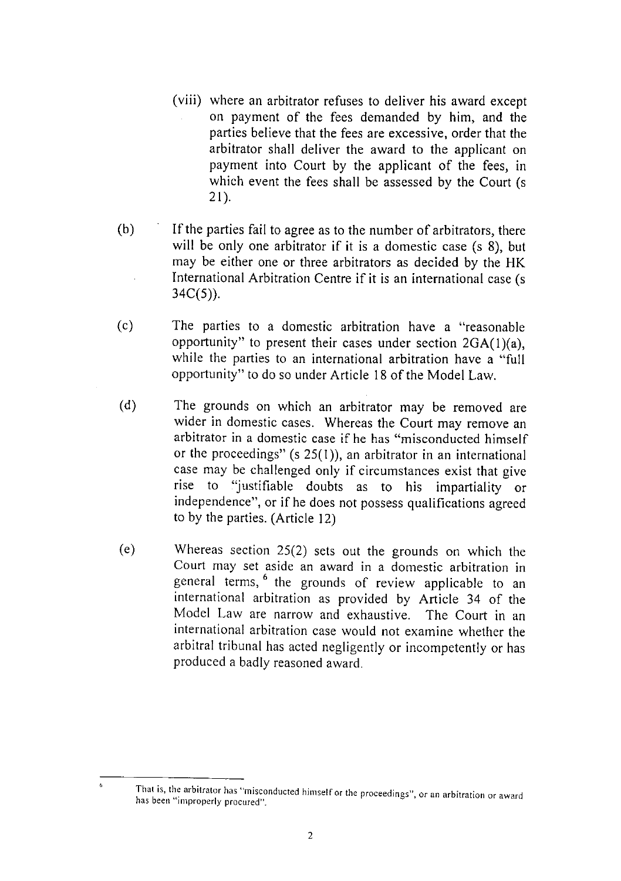(viii) where an arbitrator refuses to deliver his award except on payment of the fees demanded by him, and the parties believe that the fees are excessive, order that the arbitrator shall deliver the award to the applicant on payment into Court by the applicant of the fees, in which event the fees shall be assessed by the Court (s 21).

(b) If the parties fail to agree as to the number of arbitrators, there will be only one arbitrator if it is a domestic case (s 8), but may be either one or three arbitrators as decided by the HK International Arbitration Centre if it is an international case (s 34C(5)).

(c) The parties to a domestic arbitration have a "reasonable opportunity" to present their cases under section 2GA(1)(a), while the parties to an international arbitration have a "full opportunity" to do so under Article 18 of the Model Law.

(d) The grounds on which an arbitrator may be removed are wider in domestic cases. Whereas the Court may remove an arbitrator in a domestic case if he has "misconducted himself or the proceedings" (s 25(1)), an arbitrator in an international case may be challenged only if circumstances exist that give rise to "justifiable doubts as to his impartiality or independence", or if he does not possess qualifications agreed to by the parties. (Article 12)

(e) Whereas section 25(2) sets out the grounds on which the Court may set aside an award in a domestic arbitration in general terms, [6] the grounds of review applicable to an international arbitration as provided by Article 34 of the Model Law are narrow and exhaustive. The Court in an international arbitration case would not examine whether the arbitral tribunal has acted negligently or incompetently or has produced a badly reasoned award.

---

[6] That is, the arbitrator has "misconducted himself or the proceedings", or an arbitration or award has been "improperly procured".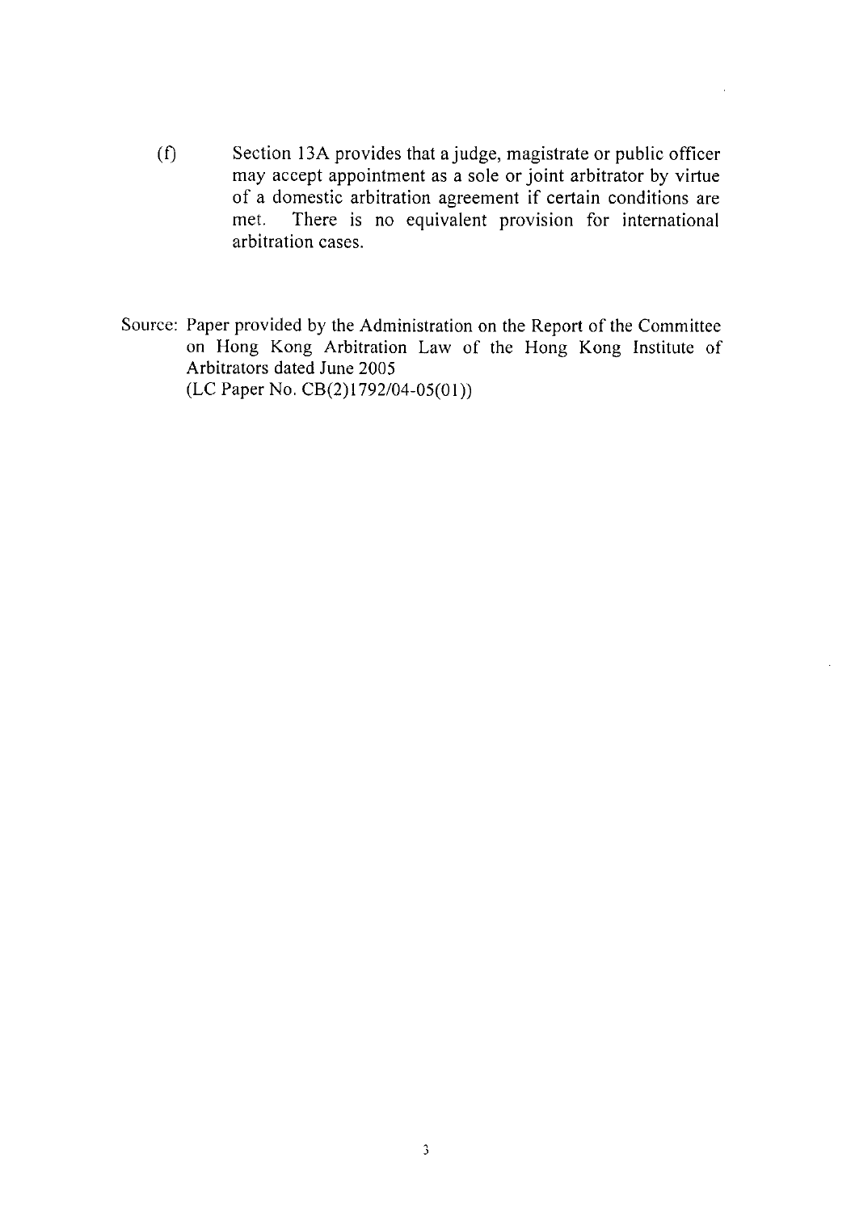(f) Section 13A provides that a judge, magistrate or public officer may accept appointment as a sole or joint arbitrator by virtue of a domestic arbitration agreement if certain conditions are met. There is no equivalent provision for international arbitration cases.

Source: Paper provided by the Administration on the Report of the Committee on Hong Kong Arbitration Law of the Hong Kong Institute of Arbitrators dated June 2005
(LC Paper No. CB(2)1792/04-05(01))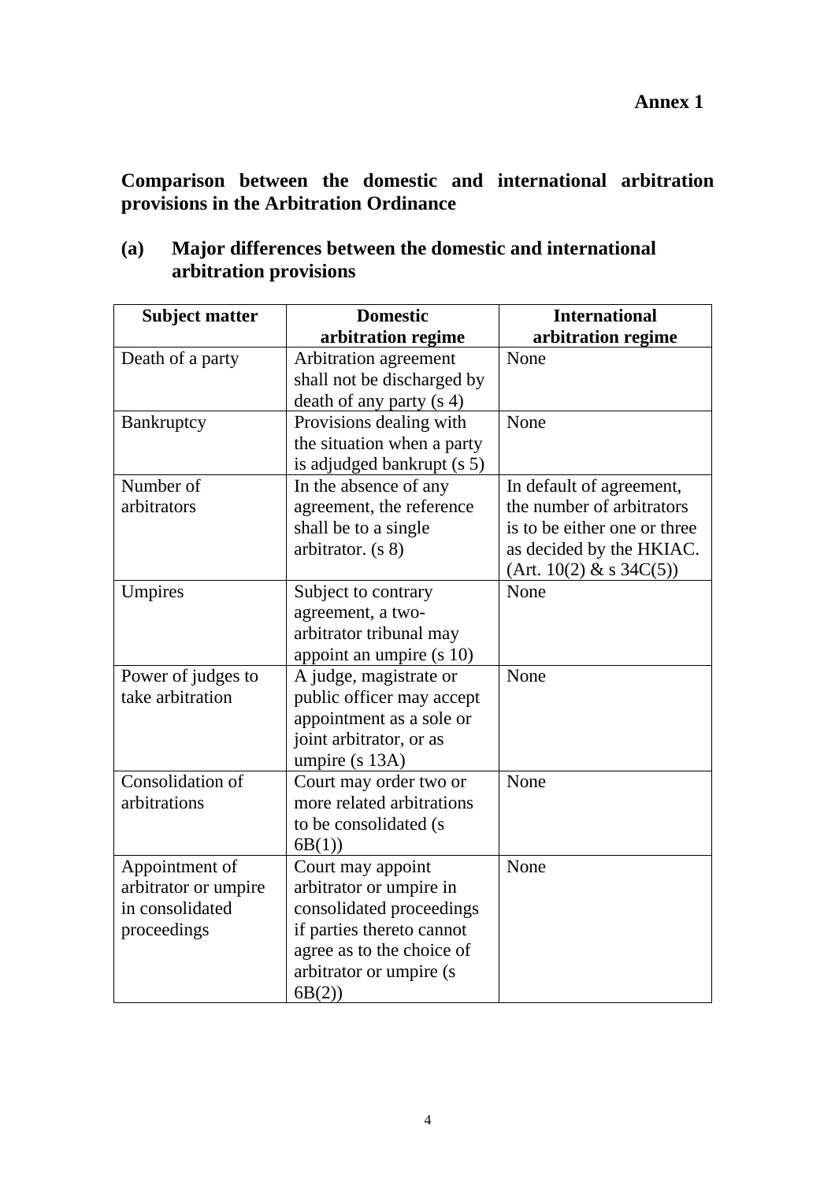**Annex 1**

## Comparison between the domestic and international arbitration provisions in the Arbitration Ordinance

### (a) Major differences between the domestic and international arbitration provisions

| Subject matter | Domestic arbitration regime | International arbitration regime |
|---|---|---|
| Death of a party | Arbitration agreement shall not be discharged by death of any party (s 4) | None |
| Bankruptcy | Provisions dealing with the situation when a party is adjudged bankrupt (s 5) | None |
| Number of arbitrators | In the absence of any agreement, the reference shall be to a single arbitrator. (s 8) | In default of agreement, the number of arbitrators is to be either one or three as decided by the HKIAC. (Art. 10(2) & s 34C(5)) |
| Umpires | Subject to contrary agreement, a two-arbitrator tribunal may appoint an umpire (s 10) | None |
| Power of judges to take arbitration | A judge, magistrate or public officer may accept appointment as a sole or joint arbitrator, or as umpire (s 13A) | None |
| Consolidation of arbitrations | Court may order two or more related arbitrations to be consolidated (s 6B(1)) | None |
| Appointment of arbitrator or umpire in consolidated proceedings | Court may appoint arbitrator or umpire in consolidated proceedings if parties thereto cannot agree as to the choice of arbitrator or umpire (s 6B(2)) | None |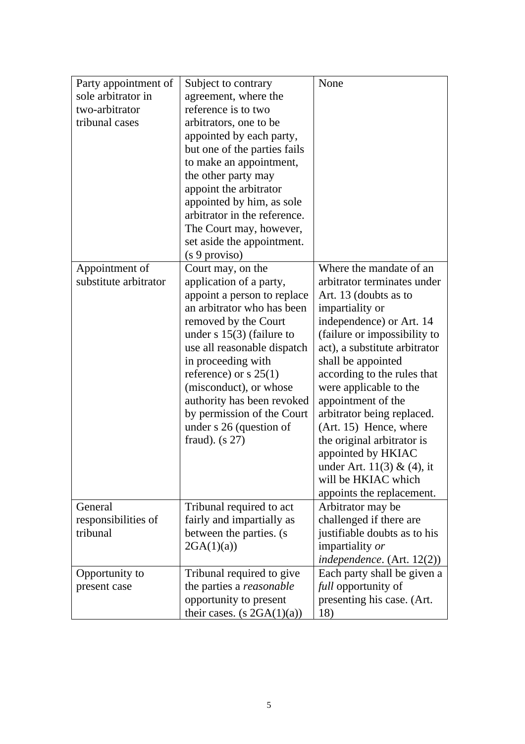| | | |
|---|---|---|
| Party appointment of sole arbitrator in two-arbitrator tribunal cases | Subject to contrary agreement, where the reference is to two arbitrators, one to be appointed by each party, but one of the parties fails to make an appointment, the other party may appoint the arbitrator appointed by him, as sole arbitrator in the reference. The Court may, however, set aside the appointment. (s 9 proviso) | None |
| Appointment of substitute arbitrator | Court may, on the application of a party, appoint a person to replace an arbitrator who has been removed by the Court under s 15(3) (failure to use all reasonable dispatch in proceeding with reference) or s 25(1) (misconduct), or whose authority has been revoked by permission of the Court under s 26 (question of fraud). (s 27) | Where the mandate of an arbitrator terminates under Art. 13 (doubts as to impartiality or independence) or Art. 14 (failure or impossibility to act), a substitute arbitrator shall be appointed according to the rules that were applicable to the appointment of the arbitrator being replaced. (Art. 15) Hence, where the original arbitrator is appointed by HKIAC under Art. 11(3) & (4), it will be HKIAC which appoints the replacement. |
| General responsibilities of tribunal | Tribunal required to act fairly and impartially as between the parties. (s 2GA(1)(a)) | Arbitrator may be challenged if there are justifiable doubts as to his impartiality *or independence*. (Art. 12(2)) |
| Opportunity to present case | Tribunal required to give the parties a *reasonable* opportunity to present their cases. (s 2GA(1)(a)) | Each party shall be given a *full* opportunity of presenting his case. (Art. 18) |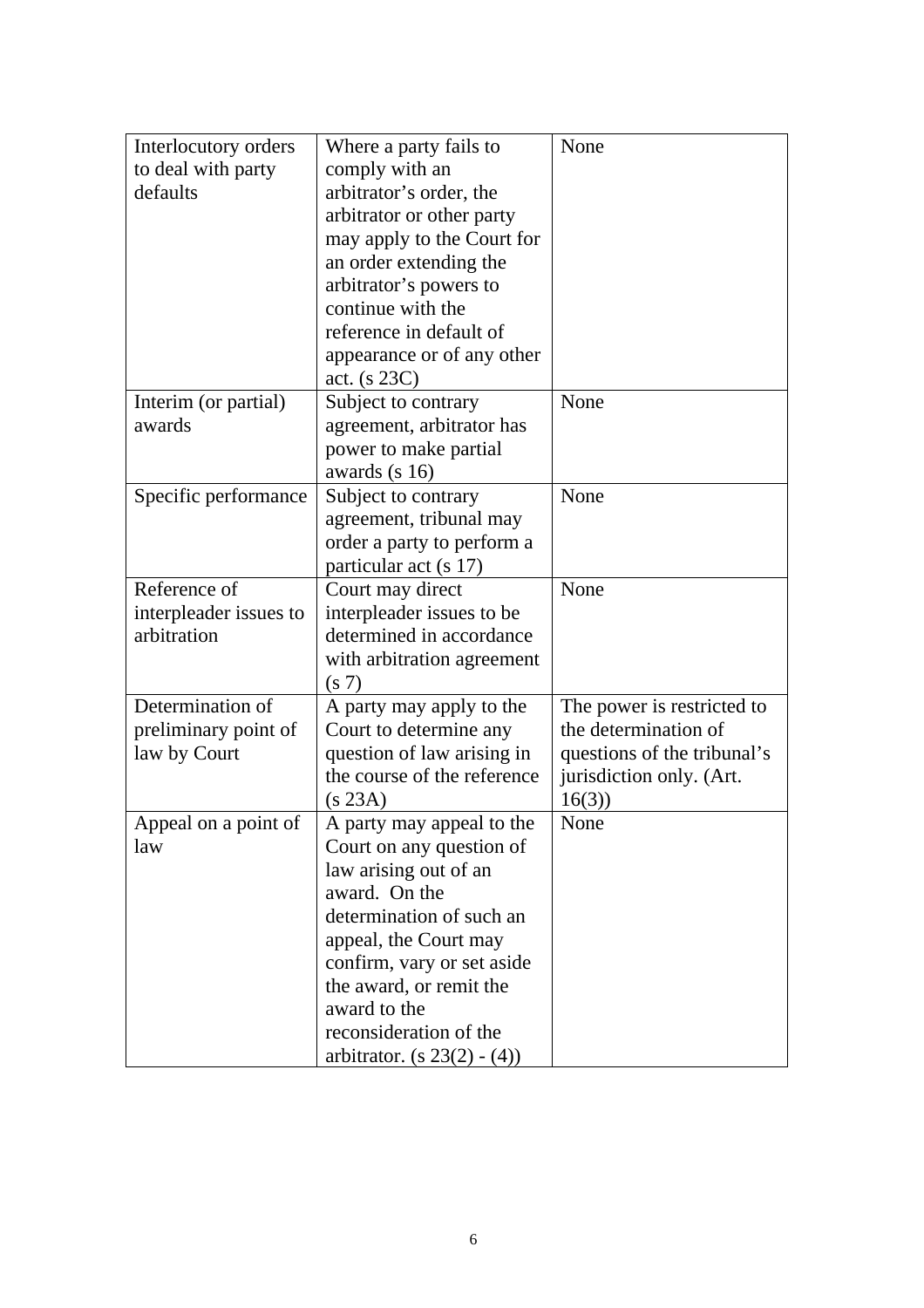| Interlocutory orders to deal with party defaults | Where a party fails to comply with an arbitrator's order, the arbitrator or other party may apply to the Court for an order extending the arbitrator's powers to continue with the reference in default of appearance or of any other act. (s 23C) | None |
|---|---|---|
| Interim (or partial) awards | Subject to contrary agreement, arbitrator has power to make partial awards (s 16) | None |
| Specific performance | Subject to contrary agreement, tribunal may order a party to perform a particular act (s 17) | None |
| Reference of interpleader issues to arbitration | Court may direct interpleader issues to be determined in accordance with arbitration agreement (s 7) | None |
| Determination of preliminary point of law by Court | A party may apply to the Court to determine any question of law arising in the course of the reference (s 23A) | The power is restricted to the determination of questions of the tribunal's jurisdiction only. (Art. 16(3)) |
| Appeal on a point of law | A party may appeal to the Court on any question of law arising out of an award. On the determination of such an appeal, the Court may confirm, vary or set aside the award, or remit the award to the reconsideration of the arbitrator. (s 23(2) - (4)) | None |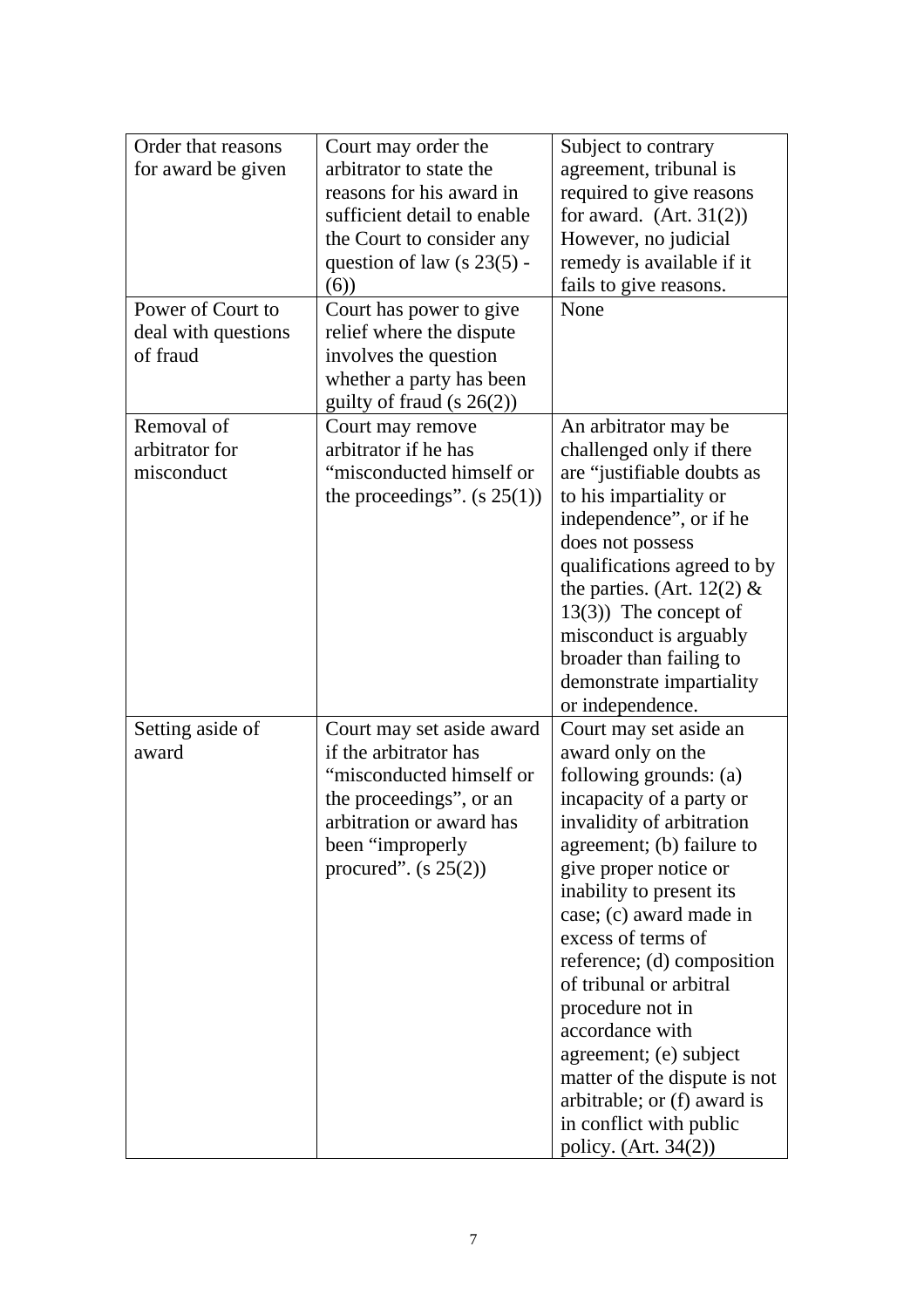| Order that reasons for award be given | Court may order the arbitrator to state the reasons for his award in sufficient detail to enable the Court to consider any question of law (s 23(5) - (6)) | Subject to contrary agreement, tribunal is required to give reasons for award. (Art. 31(2)) However, no judicial remedy is available if it fails to give reasons. |
|---|---|---|
| Power of Court to deal with questions of fraud | Court has power to give relief where the dispute involves the question whether a party has been guilty of fraud (s 26(2)) | None |
| Removal of arbitrator for misconduct | Court may remove arbitrator if he has "misconducted himself or the proceedings". (s 25(1)) | An arbitrator may be challenged only if there are "justifiable doubts as to his impartiality or independence", or if he does not possess qualifications agreed to by the parties. (Art. 12(2) & 13(3)) The concept of misconduct is arguably broader than failing to demonstrate impartiality or independence. |
| Setting aside of award | Court may set aside award if the arbitrator has "misconducted himself or the proceedings", or an arbitration or award has been "improperly procured". (s 25(2)) | Court may set aside an award only on the following grounds: (a) incapacity of a party or invalidity of arbitration agreement; (b) failure to give proper notice or inability to present its case; (c) award made in excess of terms of reference; (d) composition of tribunal or arbitral procedure not in accordance with agreement; (e) subject matter of the dispute is not arbitrable; or (f) award is in conflict with public policy. (Art. 34(2)) |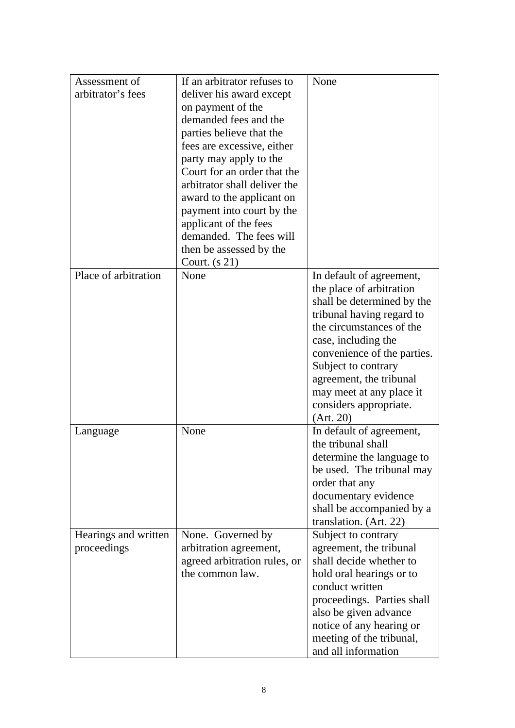| | | |
|---|---|---|
| Assessment of arbitrator's fees | If an arbitrator refuses to deliver his award except on payment of the demanded fees and the parties believe that the fees are excessive, either party may apply to the Court for an order that the arbitrator shall deliver the award to the applicant on payment into court by the applicant of the fees demanded. The fees will then be assessed by the Court. (s 21) | None |
| Place of arbitration | None | In default of agreement, the place of arbitration shall be determined by the tribunal having regard to the circumstances of the case, including the convenience of the parties. Subject to contrary agreement, the tribunal may meet at any place it considers appropriate. (Art. 20) |
| Language | None | In default of agreement, the tribunal shall determine the language to be used. The tribunal may order that any documentary evidence shall be accompanied by a translation. (Art. 22) |
| Hearings and written proceedings | None. Governed by arbitration agreement, agreed arbitration rules, or the common law. | Subject to contrary agreement, the tribunal shall decide whether to hold oral hearings or to conduct written proceedings. Parties shall also be given advance notice of any hearing or meeting of the tribunal, and all information |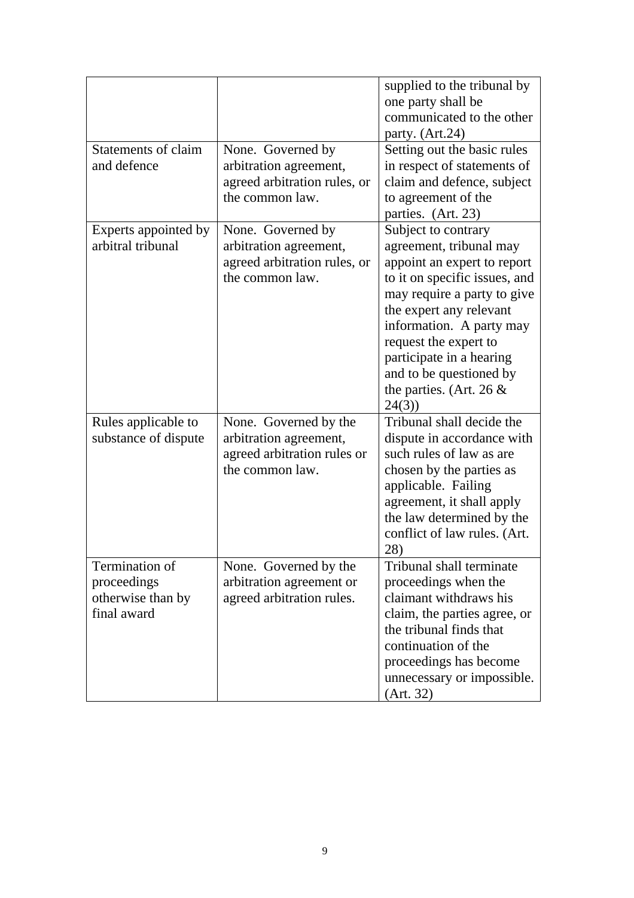| | | |
|---|---|---|
| | | supplied to the tribunal by one party shall be communicated to the other party. (Art.24) |
| Statements of claim and defence | None. Governed by arbitration agreement, agreed arbitration rules, or the common law. | Setting out the basic rules in respect of statements of claim and defence, subject to agreement of the parties. (Art. 23) |
| Experts appointed by arbitral tribunal | None. Governed by arbitration agreement, agreed arbitration rules, or the common law. | Subject to contrary agreement, tribunal may appoint an expert to report to it on specific issues, and may require a party to give the expert any relevant information. A party may request the expert to participate in a hearing and to be questioned by the parties. (Art. 26 & 24(3)) |
| Rules applicable to substance of dispute | None. Governed by the arbitration agreement, agreed arbitration rules or the common law. | Tribunal shall decide the dispute in accordance with such rules of law as are chosen by the parties as applicable. Failing agreement, it shall apply the law determined by the conflict of law rules. (Art. 28) |
| Termination of proceedings otherwise than by final award | None. Governed by the arbitration agreement or agreed arbitration rules. | Tribunal shall terminate proceedings when the claimant withdraws his claim, the parties agree, or the tribunal finds that continuation of the proceedings has become unnecessary or impossible. (Art. 32) |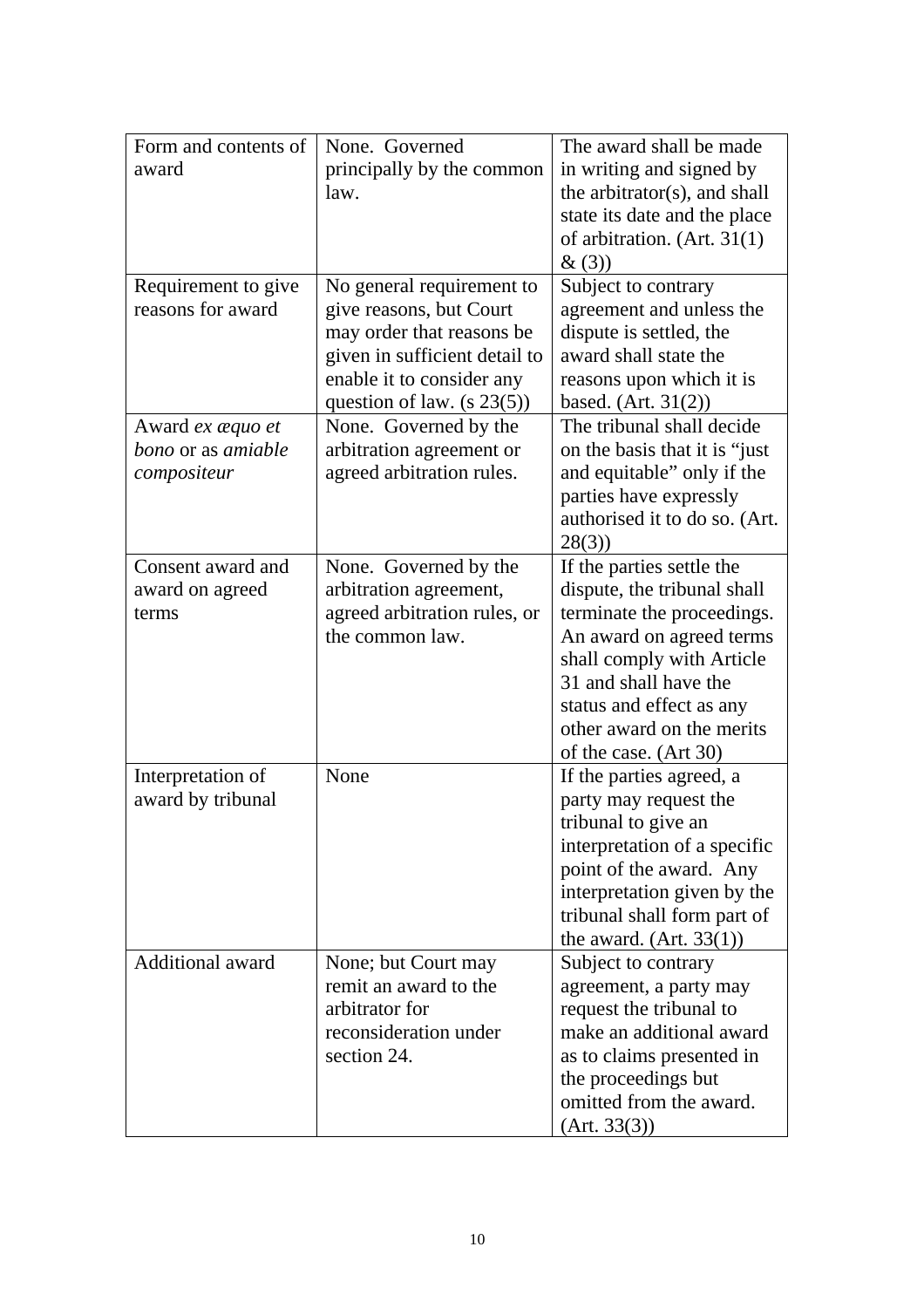| | | |
|---|---|---|
| Form and contents of award | None. Governed principally by the common law. | The award shall be made in writing and signed by the arbitrator(s), and shall state its date and the place of arbitration. (Art. 31(1) & (3)) |
| Requirement to give reasons for award | No general requirement to give reasons, but Court may order that reasons be given in sufficient detail to enable it to consider any question of law. (s 23(5)) | Subject to contrary agreement and unless the dispute is settled, the award shall state the reasons upon which it is based. (Art. 31(2)) |
| Award *ex æquo et bono* or as *amiable compositeur* | None. Governed by the arbitration agreement or agreed arbitration rules. | The tribunal shall decide on the basis that it is "just and equitable" only if the parties have expressly authorised it to do so. (Art. 28(3)) |
| Consent award and award on agreed terms | None. Governed by the arbitration agreement, agreed arbitration rules, or the common law. | If the parties settle the dispute, the tribunal shall terminate the proceedings. An award on agreed terms shall comply with Article 31 and shall have the status and effect as any other award on the merits of the case. (Art 30) |
| Interpretation of award by tribunal | None | If the parties agreed, a party may request the tribunal to give an interpretation of a specific point of the award. Any interpretation given by the tribunal shall form part of the award. (Art. 33(1)) |
| Additional award | None; but Court may remit an award to the arbitrator for reconsideration under section 24. | Subject to contrary agreement, a party may request the tribunal to make an additional award as to claims presented in the proceedings but omitted from the award. (Art. 33(3)) |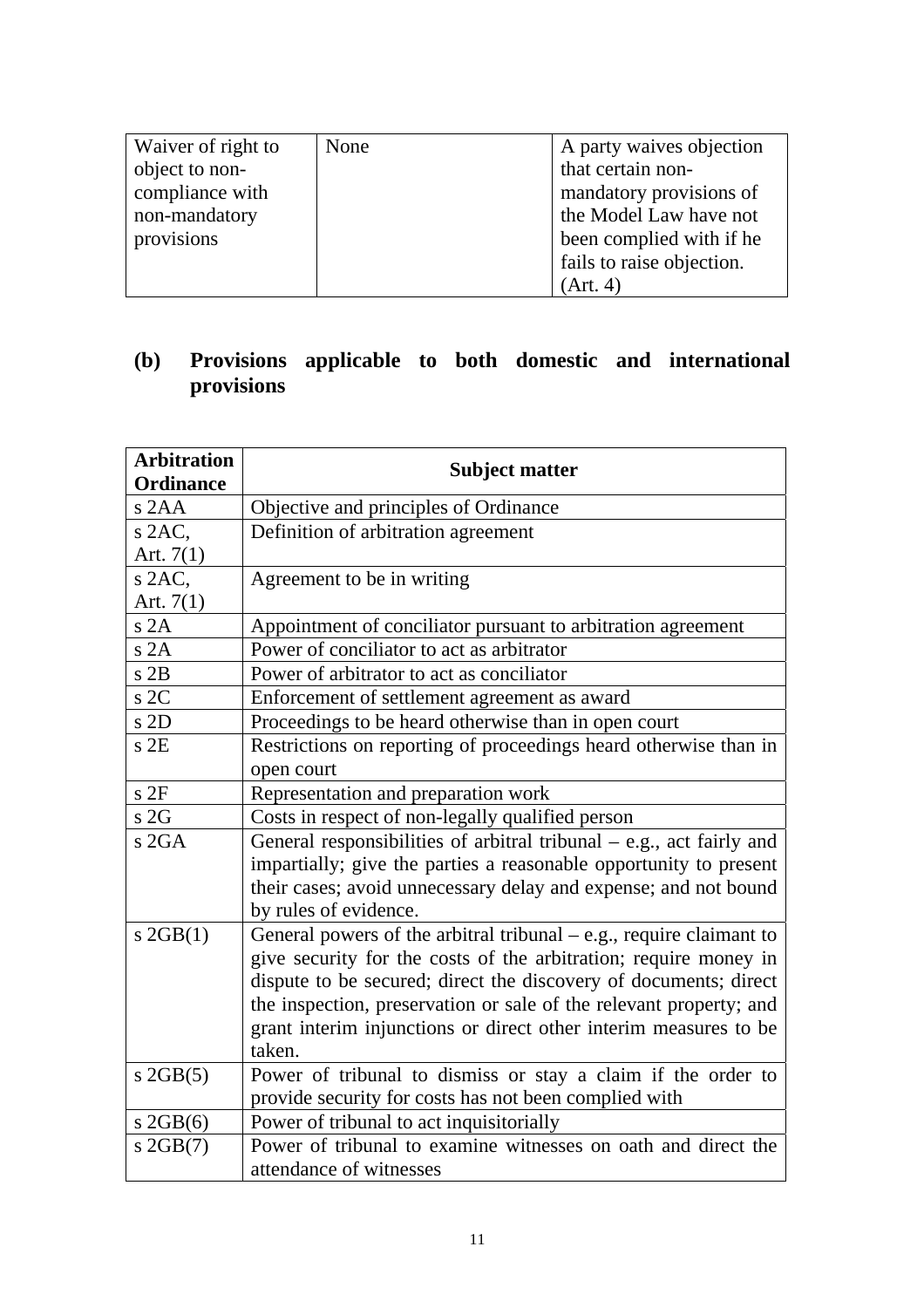| Waiver of right to object to non-compliance with non-mandatory provisions | None | A party waives objection that certain non-mandatory provisions of the Model Law have not been complied with if he fails to raise objection. (Art. 4) |
|---|---|---|

## (b) Provisions applicable to both domestic and international provisions

| Arbitration Ordinance | Subject matter |
|---|---|
| s 2AA | Objective and principles of Ordinance |
| s 2AC, Art. 7(1) | Definition of arbitration agreement |
| s 2AC, Art. 7(1) | Agreement to be in writing |
| s 2A | Appointment of conciliator pursuant to arbitration agreement |
| s 2A | Power of conciliator to act as arbitrator |
| s 2B | Power of arbitrator to act as conciliator |
| s 2C | Enforcement of settlement agreement as award |
| s 2D | Proceedings to be heard otherwise than in open court |
| s 2E | Restrictions on reporting of proceedings heard otherwise than in open court |
| s 2F | Representation and preparation work |
| s 2G | Costs in respect of non-legally qualified person |
| s 2GA | General responsibilities of arbitral tribunal – e.g., act fairly and impartially; give the parties a reasonable opportunity to present their cases; avoid unnecessary delay and expense; and not bound by rules of evidence. |
| s 2GB(1) | General powers of the arbitral tribunal – e.g., require claimant to give security for the costs of the arbitration; require money in dispute to be secured; direct the discovery of documents; direct the inspection, preservation or sale of the relevant property; and grant interim injunctions or direct other interim measures to be taken. |
| s 2GB(5) | Power of tribunal to dismiss or stay a claim if the order to provide security for costs has not been complied with |
| s 2GB(6) | Power of tribunal to act inquisitorially |
| s 2GB(7) | Power of tribunal to examine witnesses on oath and direct the attendance of witnesses |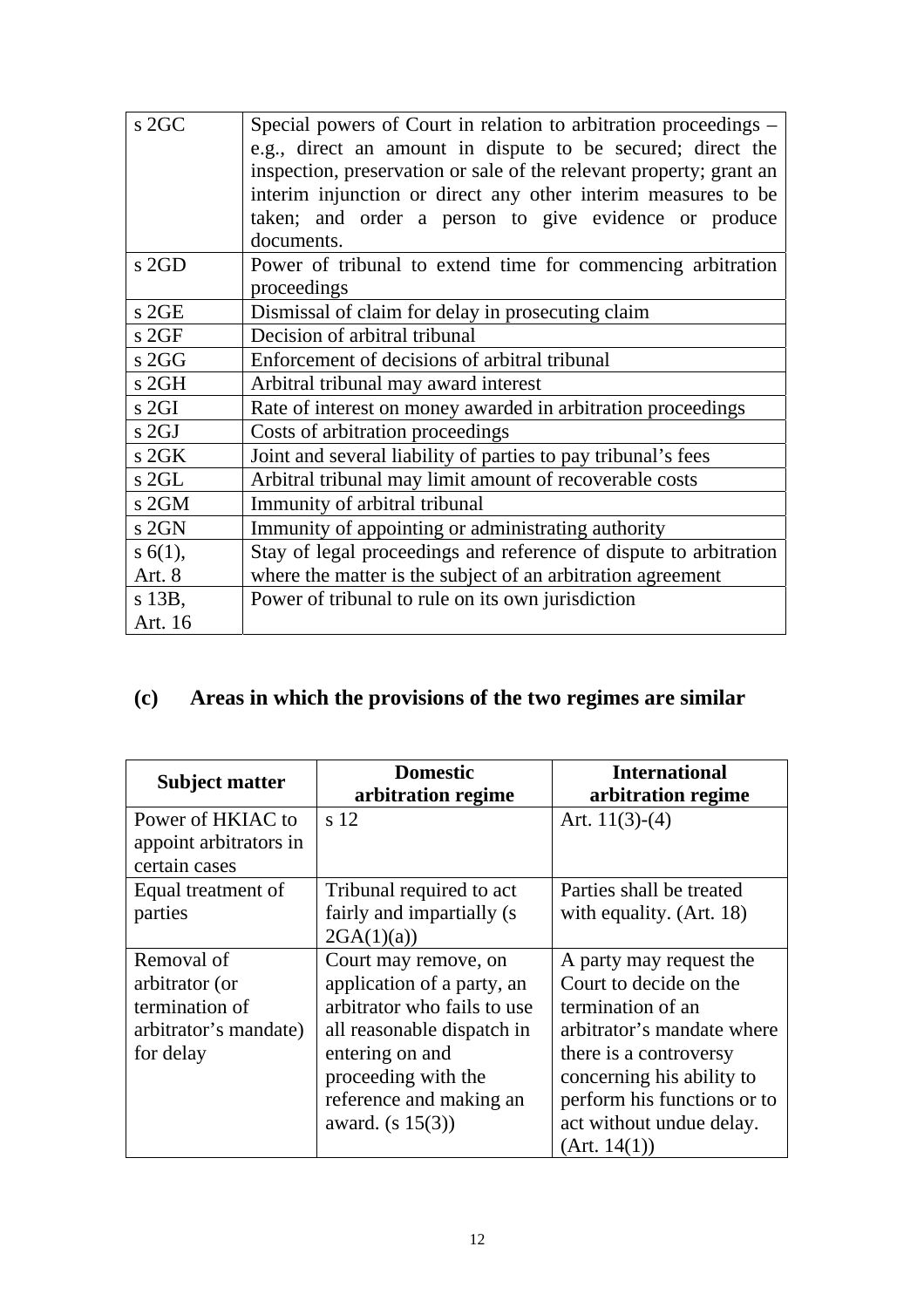| | |
|---|---|
| s 2GC | Special powers of Court in relation to arbitration proceedings – e.g., direct an amount in dispute to be secured; direct the inspection, preservation or sale of the relevant property; grant an interim injunction or direct any other interim measures to be taken; and order a person to give evidence or produce documents. |
| s 2GD | Power of tribunal to extend time for commencing arbitration proceedings |
| s 2GE | Dismissal of claim for delay in prosecuting claim |
| s 2GF | Decision of arbitral tribunal |
| s 2GG | Enforcement of decisions of arbitral tribunal |
| s 2GH | Arbitral tribunal may award interest |
| s 2GI | Rate of interest on money awarded in arbitration proceedings |
| s 2GJ | Costs of arbitration proceedings |
| s 2GK | Joint and several liability of parties to pay tribunal's fees |
| s 2GL | Arbitral tribunal may limit amount of recoverable costs |
| s 2GM | Immunity of arbitral tribunal |
| s 2GN | Immunity of appointing or administrating authority |
| s 6(1), Art. 8 | Stay of legal proceedings and reference of dispute to arbitration where the matter is the subject of an arbitration agreement |
| s 13B, Art. 16 | Power of tribunal to rule on its own jurisdiction |

## (c) Areas in which the provisions of the two regimes are similar

| Subject matter | Domestic arbitration regime | International arbitration regime |
|---|---|---|
| Power of HKIAC to appoint arbitrators in certain cases | s 12 | Art. 11(3)-(4) |
| Equal treatment of parties | Tribunal required to act fairly and impartially (s 2GA(1)(a)) | Parties shall be treated with equality. (Art. 18) |
| Removal of arbitrator (or termination of arbitrator's mandate) for delay | Court may remove, on application of a party, an arbitrator who fails to use all reasonable dispatch in entering on and proceeding with the reference and making an award. (s 15(3)) | A party may request the Court to decide on the termination of an arbitrator's mandate where there is a controversy concerning his ability to perform his functions or to act without undue delay. (Art. 14(1)) |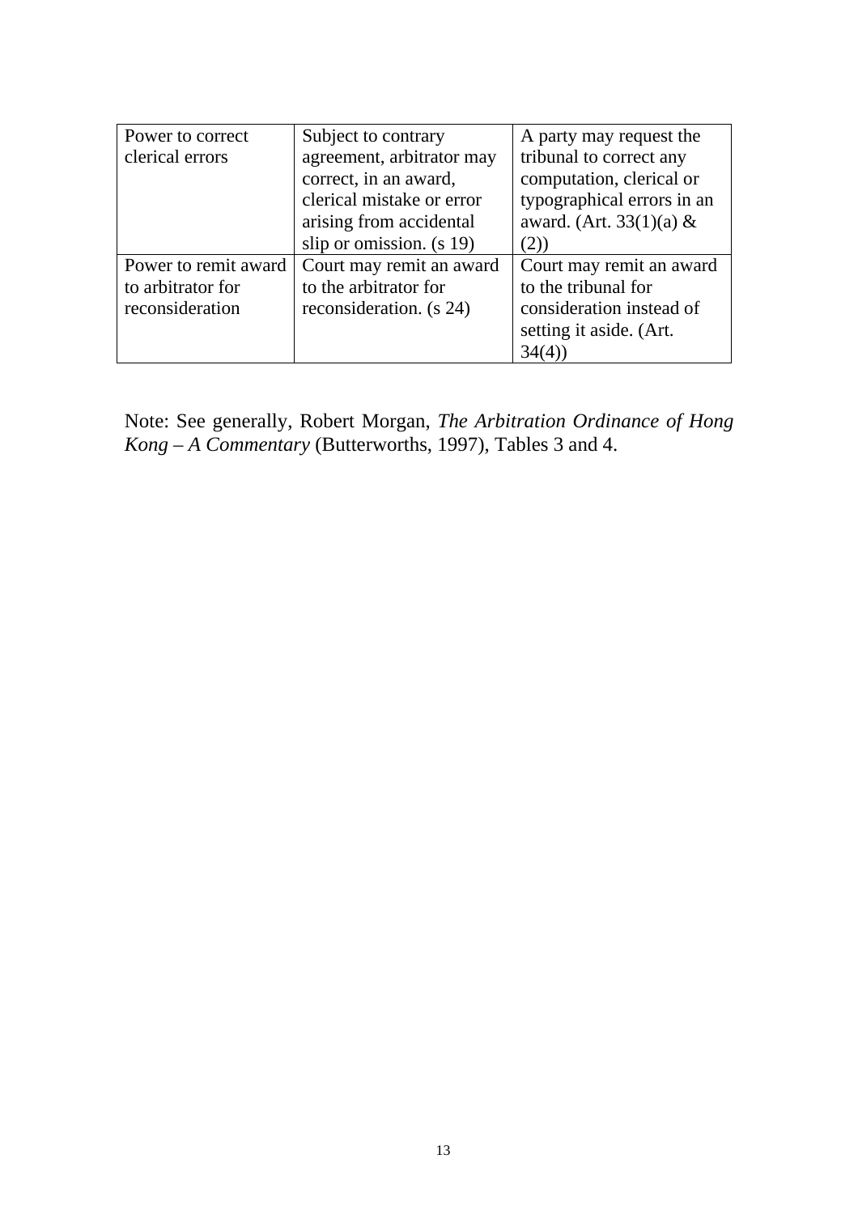| Power to correct clerical errors | Subject to contrary agreement, arbitrator may correct, in an award, clerical mistake or error arising from accidental slip or omission. (s 19) | A party may request the tribunal to correct any computation, clerical or typographical errors in an award. (Art. 33(1)(a) & (2)) |
|---|---|---|
| Power to remit award to arbitrator for reconsideration | Court may remit an award to the arbitrator for reconsideration. (s 24) | Court may remit an award to the tribunal for consideration instead of setting it aside. (Art. 34(4)) |

Note: See generally, Robert Morgan, *The Arbitration Ordinance of Hong Kong – A Commentary* (Butterworths, 1997), Tables 3 and 4.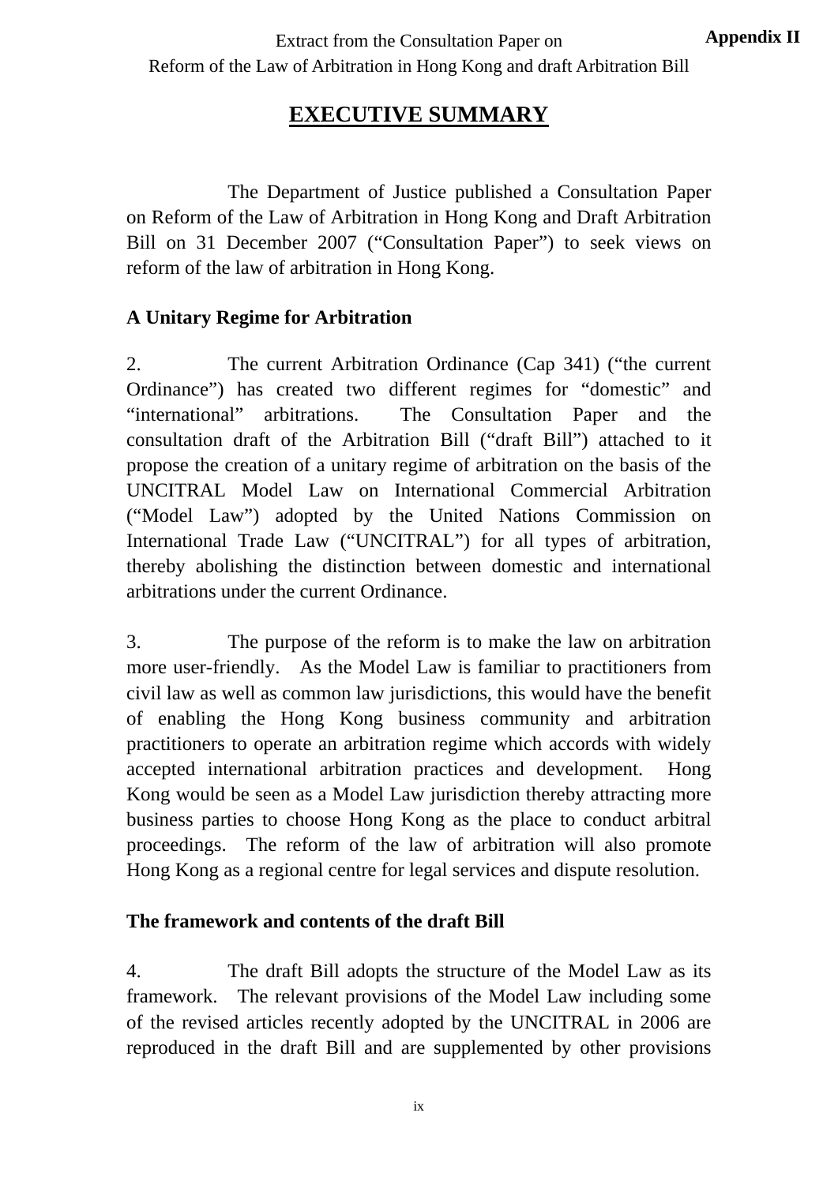Extract from the Consultation Paper on Reform of the Law of Arbitration in Hong Kong and draft Arbitration Bill

**Appendix II**

# EXECUTIVE SUMMARY

The Department of Justice published a Consultation Paper on Reform of the Law of Arbitration in Hong Kong and Draft Arbitration Bill on 31 December 2007 ("Consultation Paper") to seek views on reform of the law of arbitration in Hong Kong.

**A Unitary Regime for Arbitration**

2. The current Arbitration Ordinance (Cap 341) ("the current Ordinance") has created two different regimes for "domestic" and "international" arbitrations. The Consultation Paper and the consultation draft of the Arbitration Bill ("draft Bill") attached to it propose the creation of a unitary regime of arbitration on the basis of the UNCITRAL Model Law on International Commercial Arbitration ("Model Law") adopted by the United Nations Commission on International Trade Law ("UNCITRAL") for all types of arbitration, thereby abolishing the distinction between domestic and international arbitrations under the current Ordinance.

3. The purpose of the reform is to make the law on arbitration more user-friendly. As the Model Law is familiar to practitioners from civil law as well as common law jurisdictions, this would have the benefit of enabling the Hong Kong business community and arbitration practitioners to operate an arbitration regime which accords with widely accepted international arbitration practices and development. Hong Kong would be seen as a Model Law jurisdiction thereby attracting more business parties to choose Hong Kong as the place to conduct arbitral proceedings. The reform of the law of arbitration will also promote Hong Kong as a regional centre for legal services and dispute resolution.

**The framework and contents of the draft Bill**

4. The draft Bill adopts the structure of the Model Law as its framework. The relevant provisions of the Model Law including some of the revised articles recently adopted by the UNCITRAL in 2006 are reproduced in the draft Bill and are supplemented by other provisions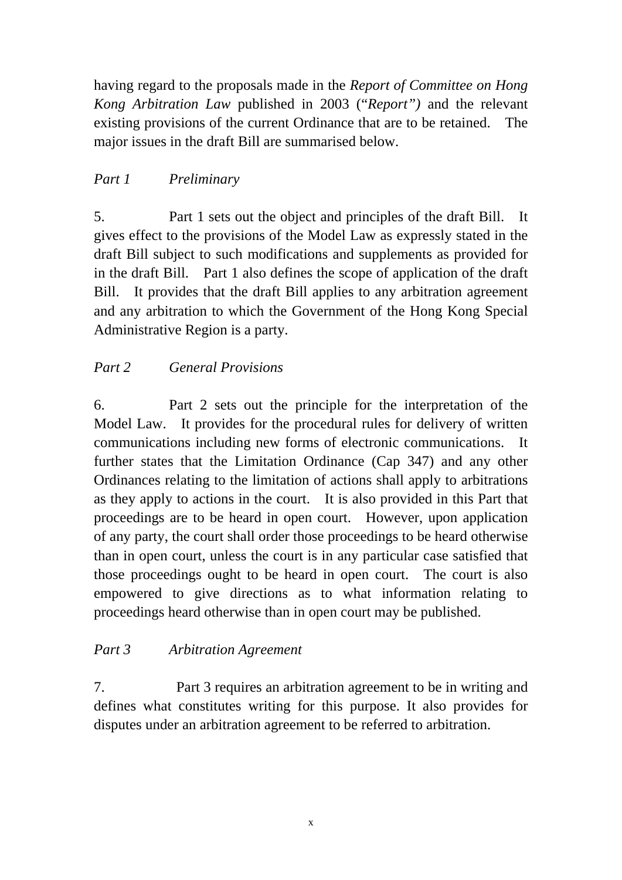having regard to the proposals made in the *Report of Committee on Hong Kong Arbitration Law* published in 2003 ("*Report")* and the relevant existing provisions of the current Ordinance that are to be retained. The major issues in the draft Bill are summarised below.

*Part 1 Preliminary*

5. Part 1 sets out the object and principles of the draft Bill. It gives effect to the provisions of the Model Law as expressly stated in the draft Bill subject to such modifications and supplements as provided for in the draft Bill. Part 1 also defines the scope of application of the draft Bill. It provides that the draft Bill applies to any arbitration agreement and any arbitration to which the Government of the Hong Kong Special Administrative Region is a party.

*Part 2 General Provisions*

6. Part 2 sets out the principle for the interpretation of the Model Law. It provides for the procedural rules for delivery of written communications including new forms of electronic communications. It further states that the Limitation Ordinance (Cap 347) and any other Ordinances relating to the limitation of actions shall apply to arbitrations as they apply to actions in the court. It is also provided in this Part that proceedings are to be heard in open court. However, upon application of any party, the court shall order those proceedings to be heard otherwise than in open court, unless the court is in any particular case satisfied that those proceedings ought to be heard in open court. The court is also empowered to give directions as to what information relating to proceedings heard otherwise than in open court may be published.

*Part 3 Arbitration Agreement*

7. Part 3 requires an arbitration agreement to be in writing and defines what constitutes writing for this purpose. It also provides for disputes under an arbitration agreement to be referred to arbitration.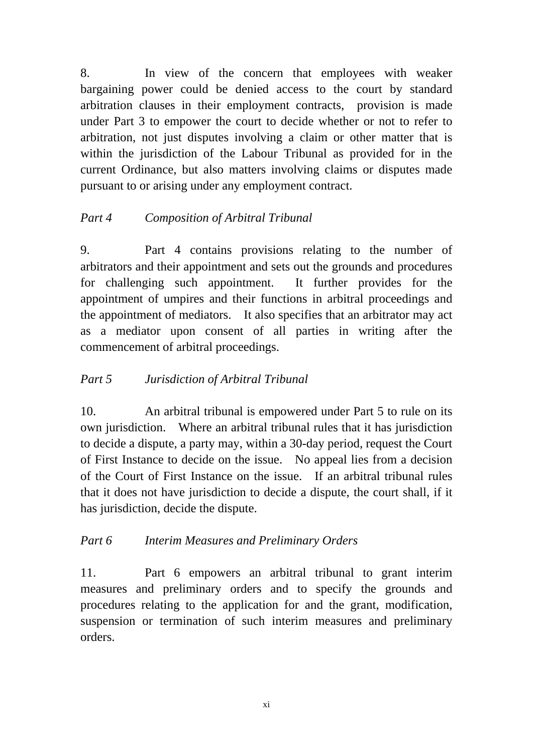8. In view of the concern that employees with weaker bargaining power could be denied access to the court by standard arbitration clauses in their employment contracts, provision is made under Part 3 to empower the court to decide whether or not to refer to arbitration, not just disputes involving a claim or other matter that is within the jurisdiction of the Labour Tribunal as provided for in the current Ordinance, but also matters involving claims or disputes made pursuant to or arising under any employment contract.

*Part 4 Composition of Arbitral Tribunal*

9. Part 4 contains provisions relating to the number of arbitrators and their appointment and sets out the grounds and procedures for challenging such appointment. It further provides for the appointment of umpires and their functions in arbitral proceedings and the appointment of mediators. It also specifies that an arbitrator may act as a mediator upon consent of all parties in writing after the commencement of arbitral proceedings.

*Part 5 Jurisdiction of Arbitral Tribunal*

10. An arbitral tribunal is empowered under Part 5 to rule on its own jurisdiction. Where an arbitral tribunal rules that it has jurisdiction to decide a dispute, a party may, within a 30-day period, request the Court of First Instance to decide on the issue. No appeal lies from a decision of the Court of First Instance on the issue. If an arbitral tribunal rules that it does not have jurisdiction to decide a dispute, the court shall, if it has jurisdiction, decide the dispute.

*Part 6 Interim Measures and Preliminary Orders*

11. Part 6 empowers an arbitral tribunal to grant interim measures and preliminary orders and to specify the grounds and procedures relating to the application for and the grant, modification, suspension or termination of such interim measures and preliminary orders.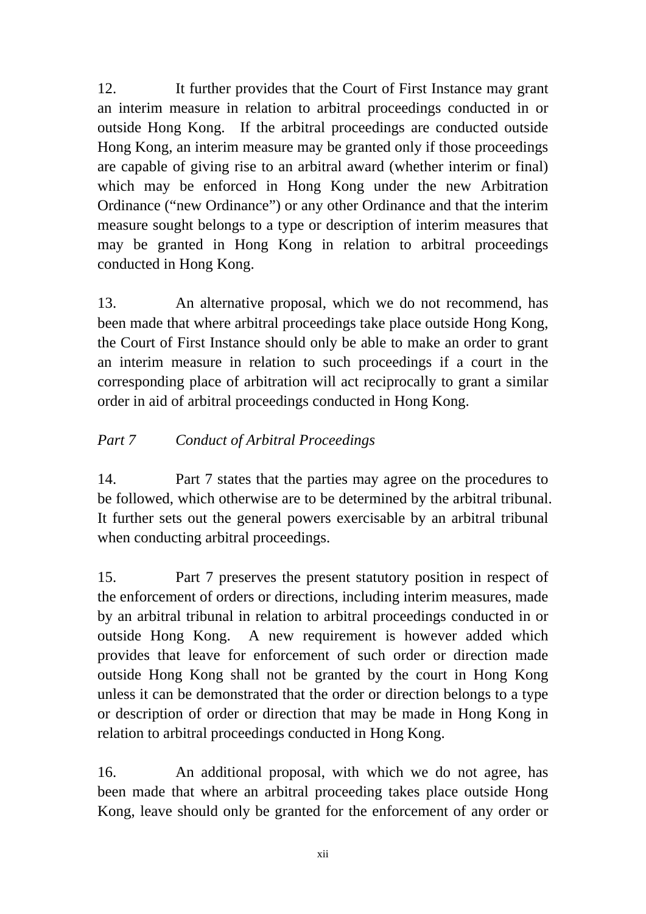12. It further provides that the Court of First Instance may grant an interim measure in relation to arbitral proceedings conducted in or outside Hong Kong. If the arbitral proceedings are conducted outside Hong Kong, an interim measure may be granted only if those proceedings are capable of giving rise to an arbitral award (whether interim or final) which may be enforced in Hong Kong under the new Arbitration Ordinance ("new Ordinance") or any other Ordinance and that the interim measure sought belongs to a type or description of interim measures that may be granted in Hong Kong in relation to arbitral proceedings conducted in Hong Kong.

13. An alternative proposal, which we do not recommend, has been made that where arbitral proceedings take place outside Hong Kong, the Court of First Instance should only be able to make an order to grant an interim measure in relation to such proceedings if a court in the corresponding place of arbitration will act reciprocally to grant a similar order in aid of arbitral proceedings conducted in Hong Kong.

*Part 7 Conduct of Arbitral Proceedings*

14. Part 7 states that the parties may agree on the procedures to be followed, which otherwise are to be determined by the arbitral tribunal. It further sets out the general powers exercisable by an arbitral tribunal when conducting arbitral proceedings.

15. Part 7 preserves the present statutory position in respect of the enforcement of orders or directions, including interim measures, made by an arbitral tribunal in relation to arbitral proceedings conducted in or outside Hong Kong. A new requirement is however added which provides that leave for enforcement of such order or direction made outside Hong Kong shall not be granted by the court in Hong Kong unless it can be demonstrated that the order or direction belongs to a type or description of order or direction that may be made in Hong Kong in relation to arbitral proceedings conducted in Hong Kong.

16. An additional proposal, with which we do not agree, has been made that where an arbitral proceeding takes place outside Hong Kong, leave should only be granted for the enforcement of any order or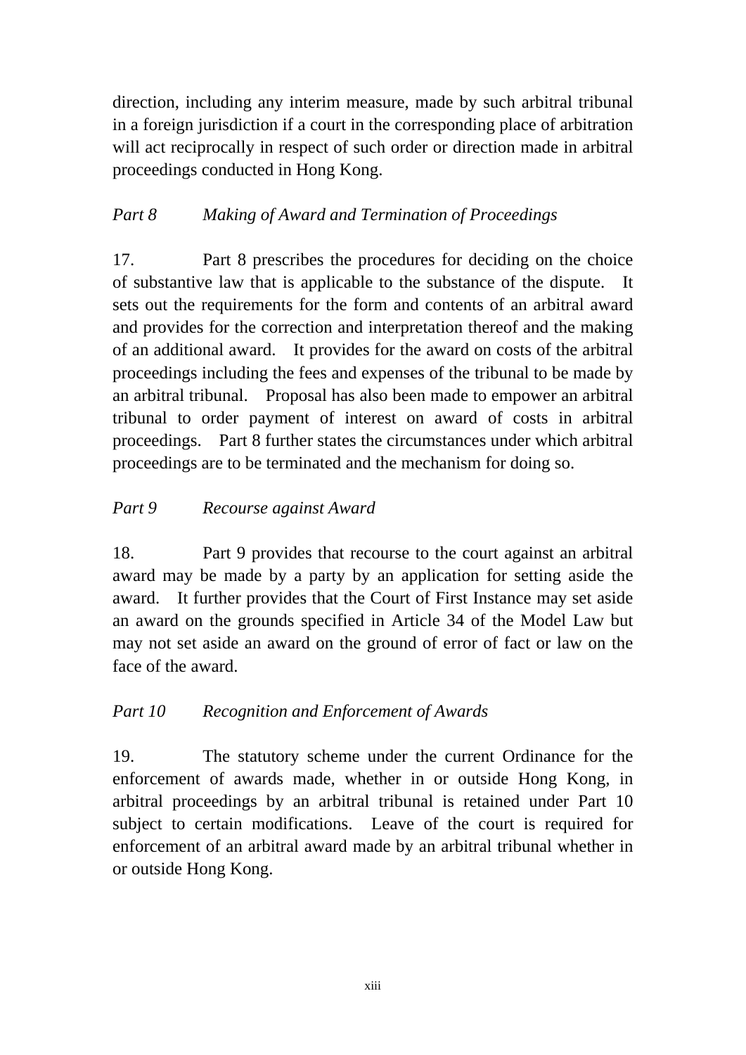direction, including any interim measure, made by such arbitral tribunal in a foreign jurisdiction if a court in the corresponding place of arbitration will act reciprocally in respect of such order or direction made in arbitral proceedings conducted in Hong Kong.

*Part 8 Making of Award and Termination of Proceedings*

17. Part 8 prescribes the procedures for deciding on the choice of substantive law that is applicable to the substance of the dispute. It sets out the requirements for the form and contents of an arbitral award and provides for the correction and interpretation thereof and the making of an additional award. It provides for the award on costs of the arbitral proceedings including the fees and expenses of the tribunal to be made by an arbitral tribunal. Proposal has also been made to empower an arbitral tribunal to order payment of interest on award of costs in arbitral proceedings. Part 8 further states the circumstances under which arbitral proceedings are to be terminated and the mechanism for doing so.

*Part 9 Recourse against Award*

18. Part 9 provides that recourse to the court against an arbitral award may be made by a party by an application for setting aside the award. It further provides that the Court of First Instance may set aside an award on the grounds specified in Article 34 of the Model Law but may not set aside an award on the ground of error of fact or law on the face of the award.

*Part 10 Recognition and Enforcement of Awards*

19. The statutory scheme under the current Ordinance for the enforcement of awards made, whether in or outside Hong Kong, in arbitral proceedings by an arbitral tribunal is retained under Part 10 subject to certain modifications. Leave of the court is required for enforcement of an arbitral award made by an arbitral tribunal whether in or outside Hong Kong.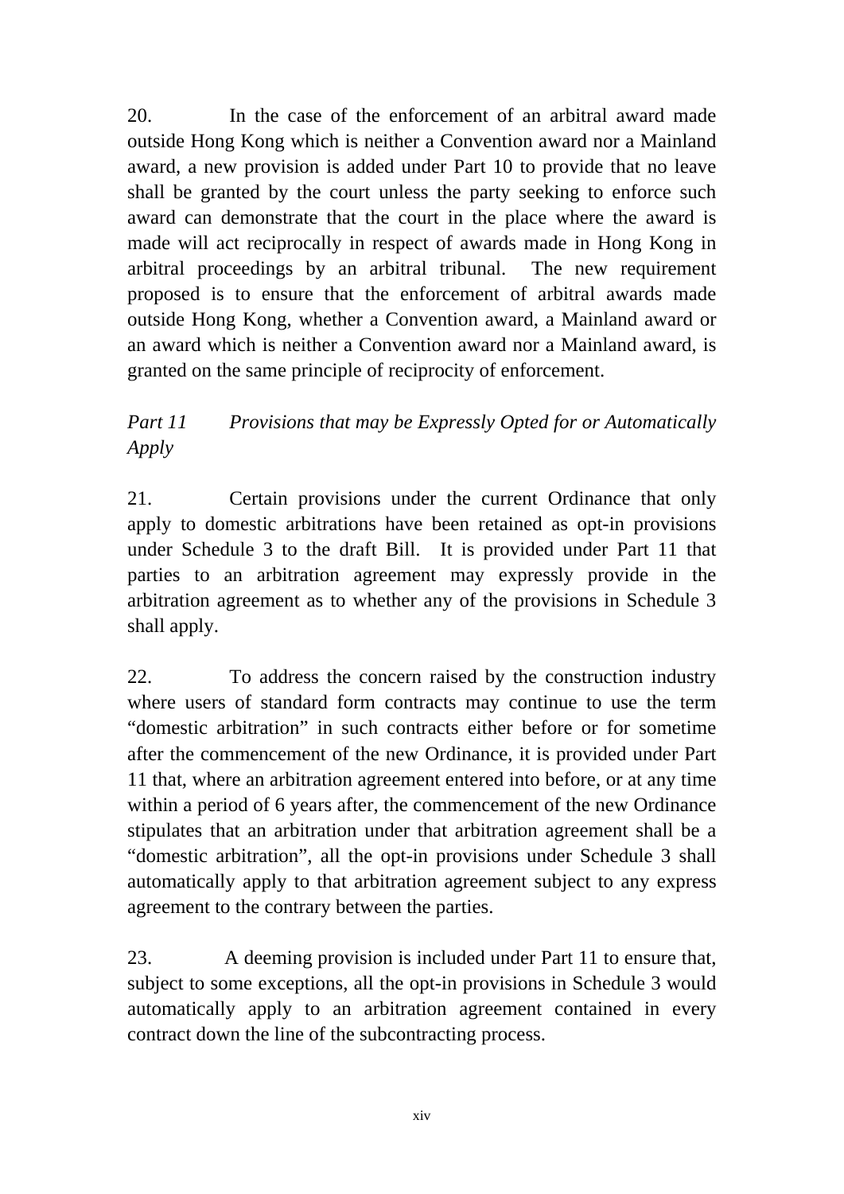20. In the case of the enforcement of an arbitral award made outside Hong Kong which is neither a Convention award nor a Mainland award, a new provision is added under Part 10 to provide that no leave shall be granted by the court unless the party seeking to enforce such award can demonstrate that the court in the place where the award is made will act reciprocally in respect of awards made in Hong Kong in arbitral proceedings by an arbitral tribunal. The new requirement proposed is to ensure that the enforcement of arbitral awards made outside Hong Kong, whether a Convention award, a Mainland award or an award which is neither a Convention award nor a Mainland award, is granted on the same principle of reciprocity of enforcement.

*Part 11 Provisions that may be Expressly Opted for or Automatically Apply*

21. Certain provisions under the current Ordinance that only apply to domestic arbitrations have been retained as opt-in provisions under Schedule 3 to the draft Bill. It is provided under Part 11 that parties to an arbitration agreement may expressly provide in the arbitration agreement as to whether any of the provisions in Schedule 3 shall apply.

22. To address the concern raised by the construction industry where users of standard form contracts may continue to use the term "domestic arbitration" in such contracts either before or for sometime after the commencement of the new Ordinance, it is provided under Part 11 that, where an arbitration agreement entered into before, or at any time within a period of 6 years after, the commencement of the new Ordinance stipulates that an arbitration under that arbitration agreement shall be a "domestic arbitration", all the opt-in provisions under Schedule 3 shall automatically apply to that arbitration agreement subject to any express agreement to the contrary between the parties.

23. A deeming provision is included under Part 11 to ensure that, subject to some exceptions, all the opt-in provisions in Schedule 3 would automatically apply to an arbitration agreement contained in every contract down the line of the subcontracting process.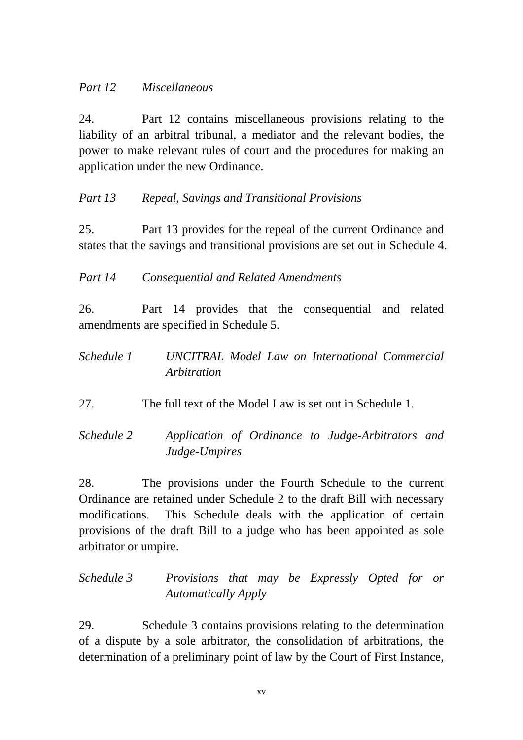*Part 12 Miscellaneous*

24. Part 12 contains miscellaneous provisions relating to the liability of an arbitral tribunal, a mediator and the relevant bodies, the power to make relevant rules of court and the procedures for making an application under the new Ordinance.

*Part 13 Repeal, Savings and Transitional Provisions*

25. Part 13 provides for the repeal of the current Ordinance and states that the savings and transitional provisions are set out in Schedule 4.

*Part 14 Consequential and Related Amendments*

26. Part 14 provides that the consequential and related amendments are specified in Schedule 5.

*Schedule 1 UNCITRAL Model Law on International Commercial Arbitration*

27. The full text of the Model Law is set out in Schedule 1.

*Schedule 2 Application of Ordinance to Judge-Arbitrators and Judge-Umpires*

28. The provisions under the Fourth Schedule to the current Ordinance are retained under Schedule 2 to the draft Bill with necessary modifications. This Schedule deals with the application of certain provisions of the draft Bill to a judge who has been appointed as sole arbitrator or umpire.

*Schedule 3 Provisions that may be Expressly Opted for or Automatically Apply*

29. Schedule 3 contains provisions relating to the determination of a dispute by a sole arbitrator, the consolidation of arbitrations, the determination of a preliminary point of law by the Court of First Instance,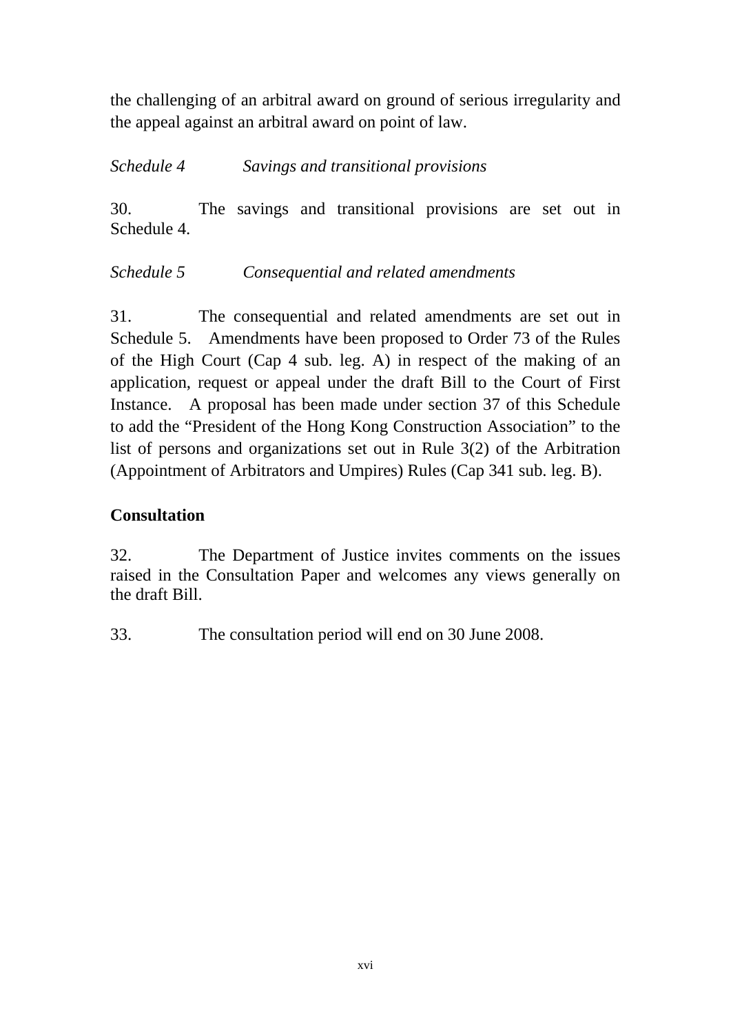the challenging of an arbitral award on ground of serious irregularity and the appeal against an arbitral award on point of law.

*Schedule 4 Savings and transitional provisions*

30. The savings and transitional provisions are set out in Schedule 4.

*Schedule 5 Consequential and related amendments*

31. The consequential and related amendments are set out in Schedule 5. Amendments have been proposed to Order 73 of the Rules of the High Court (Cap 4 sub. leg. A) in respect of the making of an application, request or appeal under the draft Bill to the Court of First Instance. A proposal has been made under section 37 of this Schedule to add the "President of the Hong Kong Construction Association" to the list of persons and organizations set out in Rule 3(2) of the Arbitration (Appointment of Arbitrators and Umpires) Rules (Cap 341 sub. leg. B).

**Consultation**

32. The Department of Justice invites comments on the issues raised in the Consultation Paper and welcomes any views generally on the draft Bill.

33. The consultation period will end on 30 June 2008.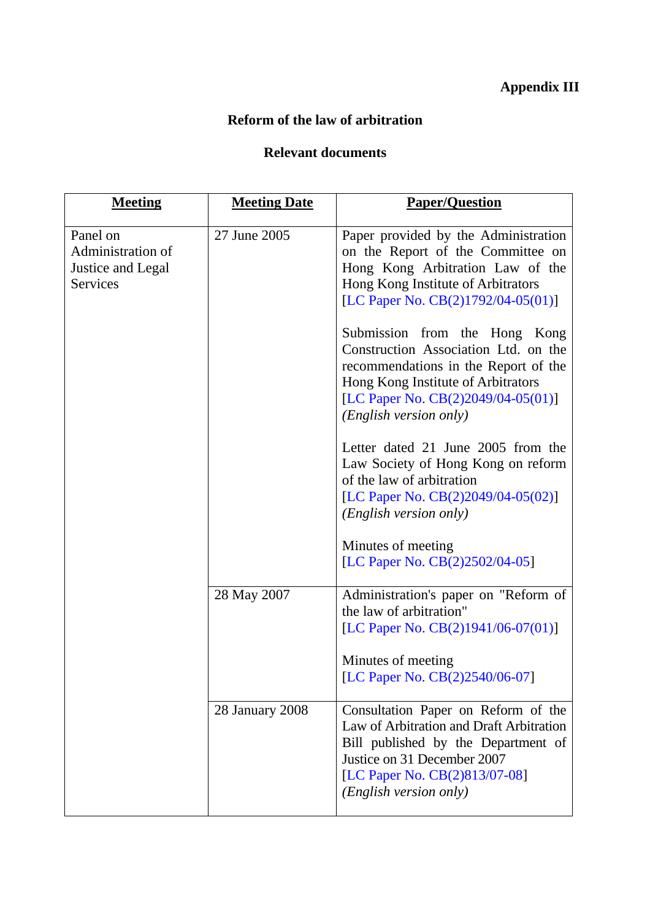**Appendix III**

**Reform of the law of arbitration**

**Relevant documents**

| Meeting | Meeting Date | Paper/Question |
|---|---|---|
| Panel on Administration of Justice and Legal Services | 27 June 2005 | Paper provided by the Administration on the Report of the Committee on Hong Kong Arbitration Law of the Hong Kong Institute of Arbitrators [LC Paper No. CB(2)1792/04-05(01)]<br><br>Submission from the Hong Kong Construction Association Ltd. on the recommendations in the Report of the Hong Kong Institute of Arbitrators [LC Paper No. CB(2)2049/04-05(01)] *(English version only)*<br><br>Letter dated 21 June 2005 from the Law Society of Hong Kong on reform of the law of arbitration [LC Paper No. CB(2)2049/04-05(02)] *(English version only)*<br><br>Minutes of meeting [LC Paper No. CB(2)2502/04-05] |
| | 28 May 2007 | Administration's paper on "Reform of the law of arbitration" [LC Paper No. CB(2)1941/06-07(01)]<br><br>Minutes of meeting [LC Paper No. CB(2)2540/06-07] |
| | 28 January 2008 | Consultation Paper on Reform of the Law of Arbitration and Draft Arbitration Bill published by the Department of Justice on 31 December 2007 [LC Paper No. CB(2)813/07-08] *(English version only)* |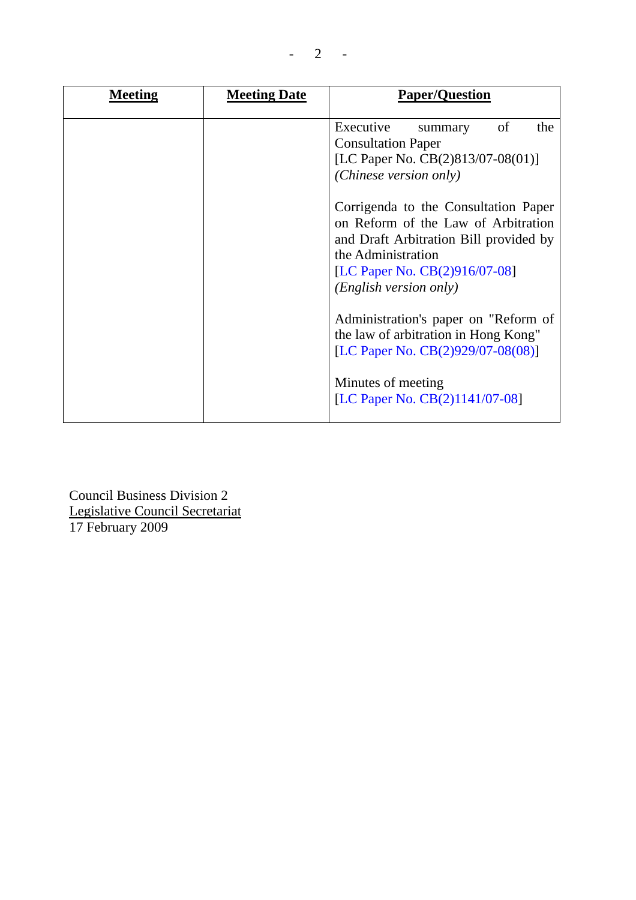| **Meeting** | **Meeting Date** | **Paper/Question** |
|---|---|---|
| | | Executive summary of the Consultation Paper [LC Paper No. CB(2)813/07-08(01)] *(Chinese version only)*<br><br>Corrigenda to the Consultation Paper on Reform of the Law of Arbitration and Draft Arbitration Bill provided by the Administration [LC Paper No. CB(2)916/07-08] *(English version only)*<br><br>Administration's paper on "Reform of the law of arbitration in Hong Kong" [LC Paper No. CB(2)929/07-08(08)]<br><br>Minutes of meeting [LC Paper No. CB(2)1141/07-08] |

Council Business Division 2
Legislative Council Secretariat
17 February 2009